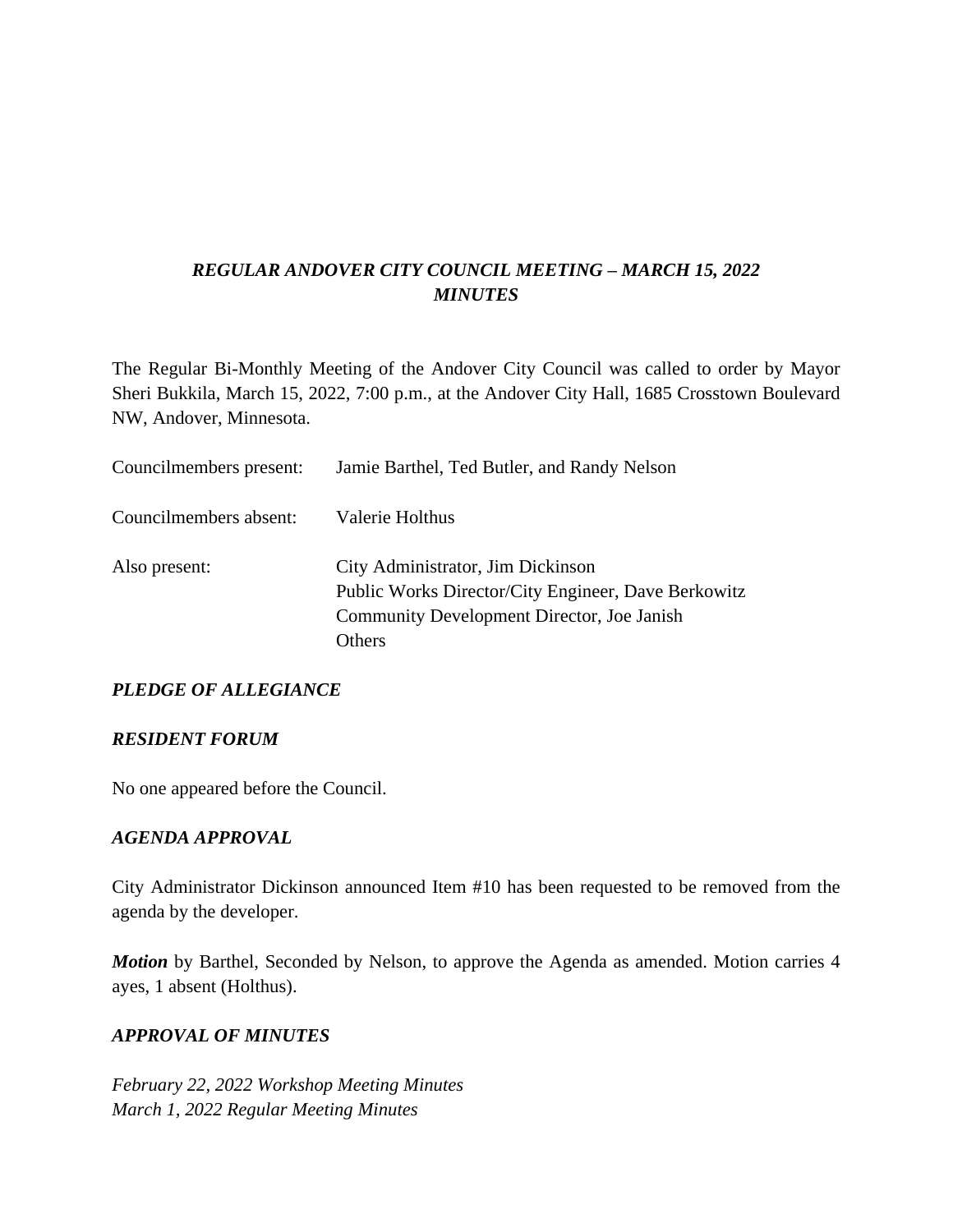# *REGULAR ANDOVER CITY COUNCIL MEETING – MARCH 15, 2022*
# *MINUTES*

The Regular Bi-Monthly Meeting of the Andover City Council was called to order by Mayor Sheri Bukkila, March 15, 2022, 7:00 p.m., at the Andover City Hall, 1685 Crosstown Boulevard NW, Andover, Minnesota.

| | |
|---|---|
| Councilmembers present: | Jamie Barthel, Ted Butler, and Randy Nelson |
| Councilmembers absent: | Valerie Holthus |
| Also present: | City Administrator, Jim Dickinson<br>Public Works Director/City Engineer, Dave Berkowitz<br>Community Development Director, Joe Janish<br>Others |

## *PLEDGE OF ALLEGIANCE*

## *RESIDENT FORUM*

No one appeared before the Council.

## *AGENDA APPROVAL*

City Administrator Dickinson announced Item #10 has been requested to be removed from the agenda by the developer.

***Motion*** by Barthel, Seconded by Nelson, to approve the Agenda as amended. Motion carries 4 ayes, 1 absent (Holthus).

## *APPROVAL OF MINUTES*

*February 22, 2022 Workshop Meeting Minutes*
*March 1, 2022 Regular Meeting Minutes*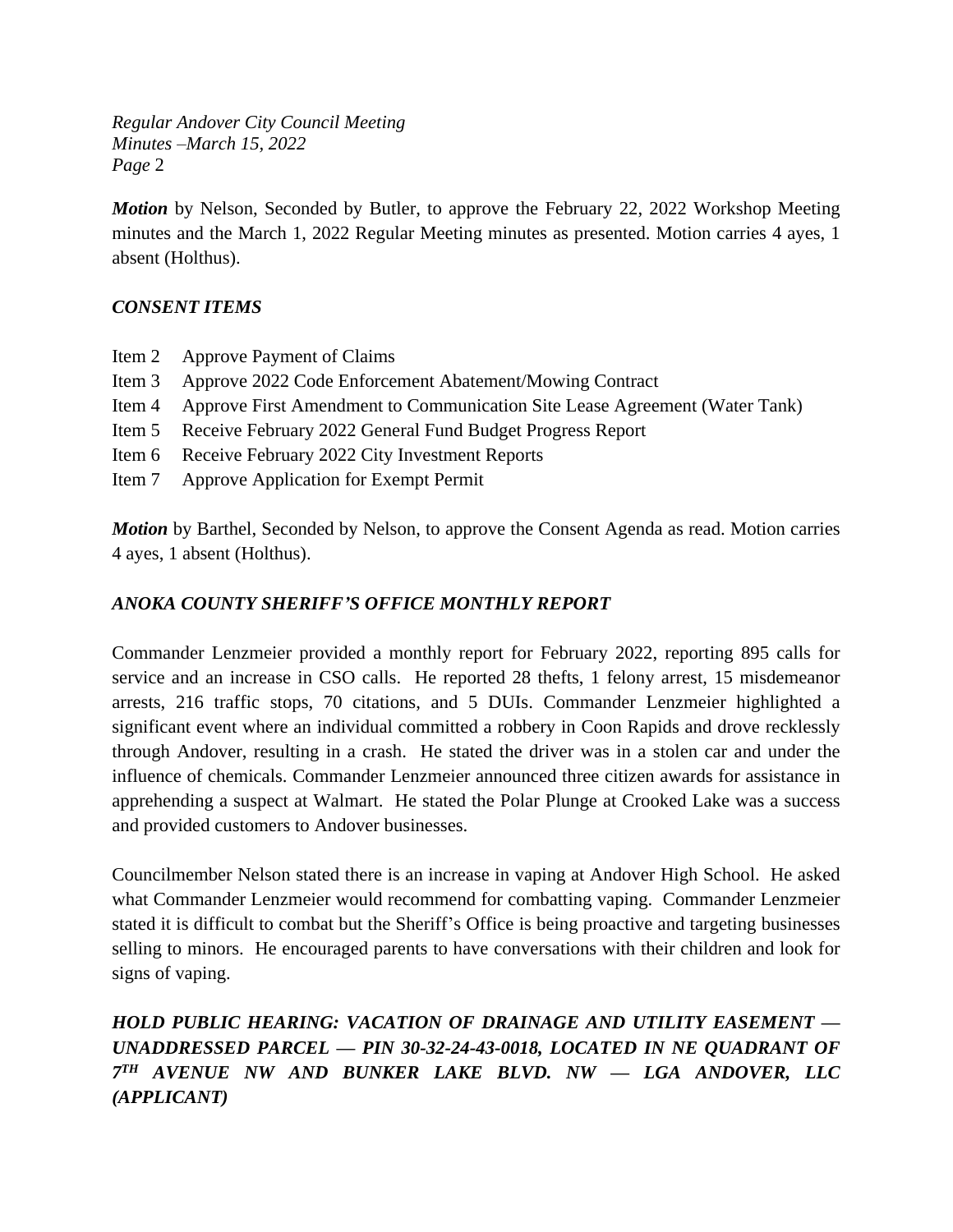***Motion*** by Nelson, Seconded by Butler, to approve the February 22, 2022 Workshop Meeting minutes and the March 1, 2022 Regular Meeting minutes as presented. Motion carries 4 ayes, 1 absent (Holthus).

## *CONSENT ITEMS*

Item 2 Approve Payment of Claims
Item 3 Approve 2022 Code Enforcement Abatement/Mowing Contract
Item 4 Approve First Amendment to Communication Site Lease Agreement (Water Tank)
Item 5 Receive February 2022 General Fund Budget Progress Report
Item 6 Receive February 2022 City Investment Reports
Item 7 Approve Application for Exempt Permit

***Motion*** by Barthel, Seconded by Nelson, to approve the Consent Agenda as read. Motion carries 4 ayes, 1 absent (Holthus).

## *ANOKA COUNTY SHERIFF'S OFFICE MONTHLY REPORT*

Commander Lenzmeier provided a monthly report for February 2022, reporting 895 calls for service and an increase in CSO calls. He reported 28 thefts, 1 felony arrest, 15 misdemeanor arrests, 216 traffic stops, 70 citations, and 5 DUIs. Commander Lenzmeier highlighted a significant event where an individual committed a robbery in Coon Rapids and drove recklessly through Andover, resulting in a crash. He stated the driver was in a stolen car and under the influence of chemicals. Commander Lenzmeier announced three citizen awards for assistance in apprehending a suspect at Walmart. He stated the Polar Plunge at Crooked Lake was a success and provided customers to Andover businesses.

Councilmember Nelson stated there is an increase in vaping at Andover High School. He asked what Commander Lenzmeier would recommend for combatting vaping. Commander Lenzmeier stated it is difficult to combat but the Sheriff's Office is being proactive and targeting businesses selling to minors. He encouraged parents to have conversations with their children and look for signs of vaping.

## *HOLD PUBLIC HEARING: VACATION OF DRAINAGE AND UTILITY EASEMENT — UNADDRESSED PARCEL — PIN 30-32-24-43-0018, LOCATED IN NE QUADRANT OF 7TH AVENUE NW AND BUNKER LAKE BLVD. NW — LGA ANDOVER, LLC (APPLICANT)*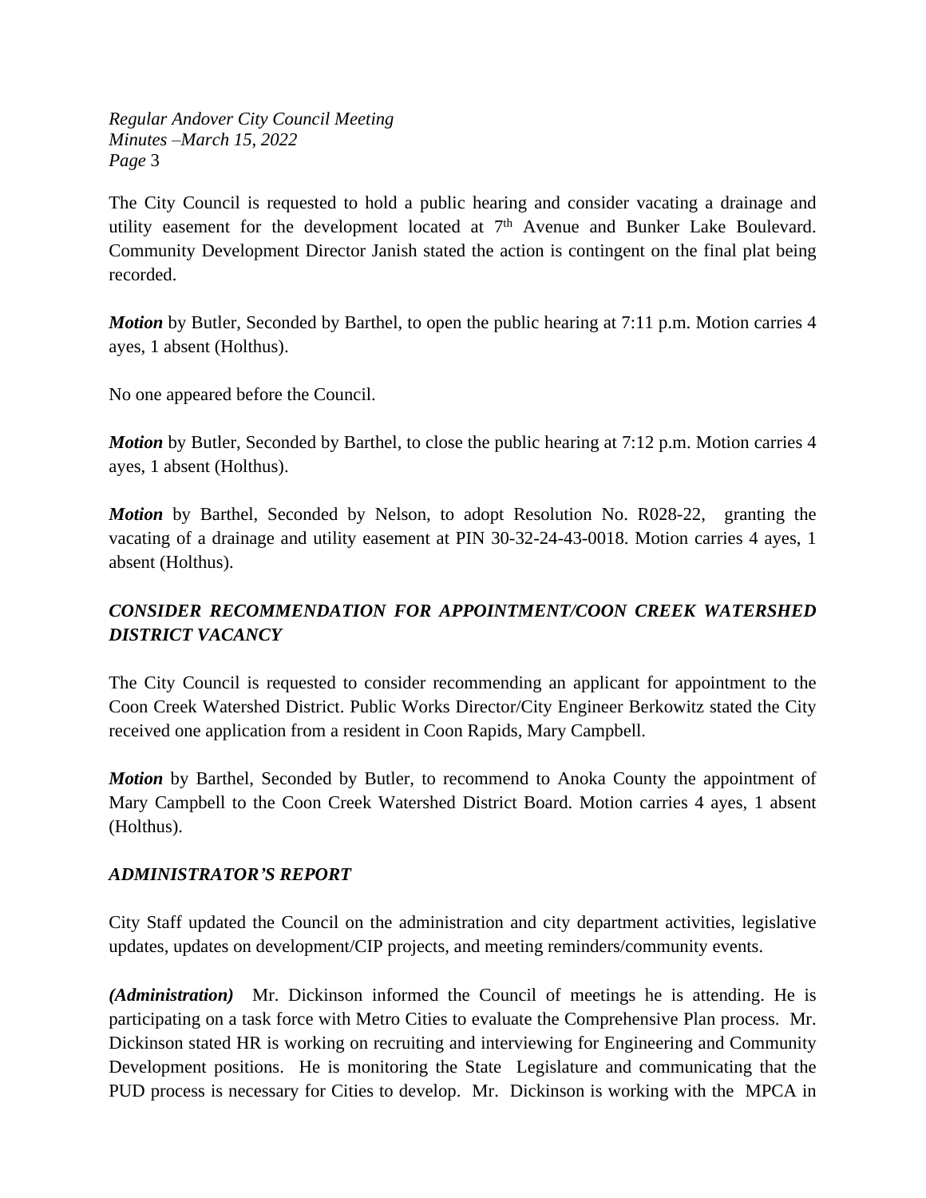The City Council is requested to hold a public hearing and consider vacating a drainage and utility easement for the development located at 7th Avenue and Bunker Lake Boulevard. Community Development Director Janish stated the action is contingent on the final plat being recorded.

***Motion*** by Butler, Seconded by Barthel, to open the public hearing at 7:11 p.m. Motion carries 4 ayes, 1 absent (Holthus).

No one appeared before the Council.

***Motion*** by Butler, Seconded by Barthel, to close the public hearing at 7:12 p.m. Motion carries 4 ayes, 1 absent (Holthus).

***Motion*** by Barthel, Seconded by Nelson, to adopt Resolution No. R028-22, granting the vacating of a drainage and utility easement at PIN 30-32-24-43-0018. Motion carries 4 ayes, 1 absent (Holthus).

## *CONSIDER RECOMMENDATION FOR APPOINTMENT/COON CREEK WATERSHED DISTRICT VACANCY*

The City Council is requested to consider recommending an applicant for appointment to the Coon Creek Watershed District. Public Works Director/City Engineer Berkowitz stated the City received one application from a resident in Coon Rapids, Mary Campbell.

***Motion*** by Barthel, Seconded by Butler, to recommend to Anoka County the appointment of Mary Campbell to the Coon Creek Watershed District Board. Motion carries 4 ayes, 1 absent (Holthus).

## *ADMINISTRATOR'S REPORT*

City Staff updated the Council on the administration and city department activities, legislative updates, updates on development/CIP projects, and meeting reminders/community events.

***(Administration)*** Mr. Dickinson informed the Council of meetings he is attending. He is participating on a task force with Metro Cities to evaluate the Comprehensive Plan process. Mr. Dickinson stated HR is working on recruiting and interviewing for Engineering and Community Development positions. He is monitoring the State Legislature and communicating that the PUD process is necessary for Cities to develop. Mr. Dickinson is working with the MPCA in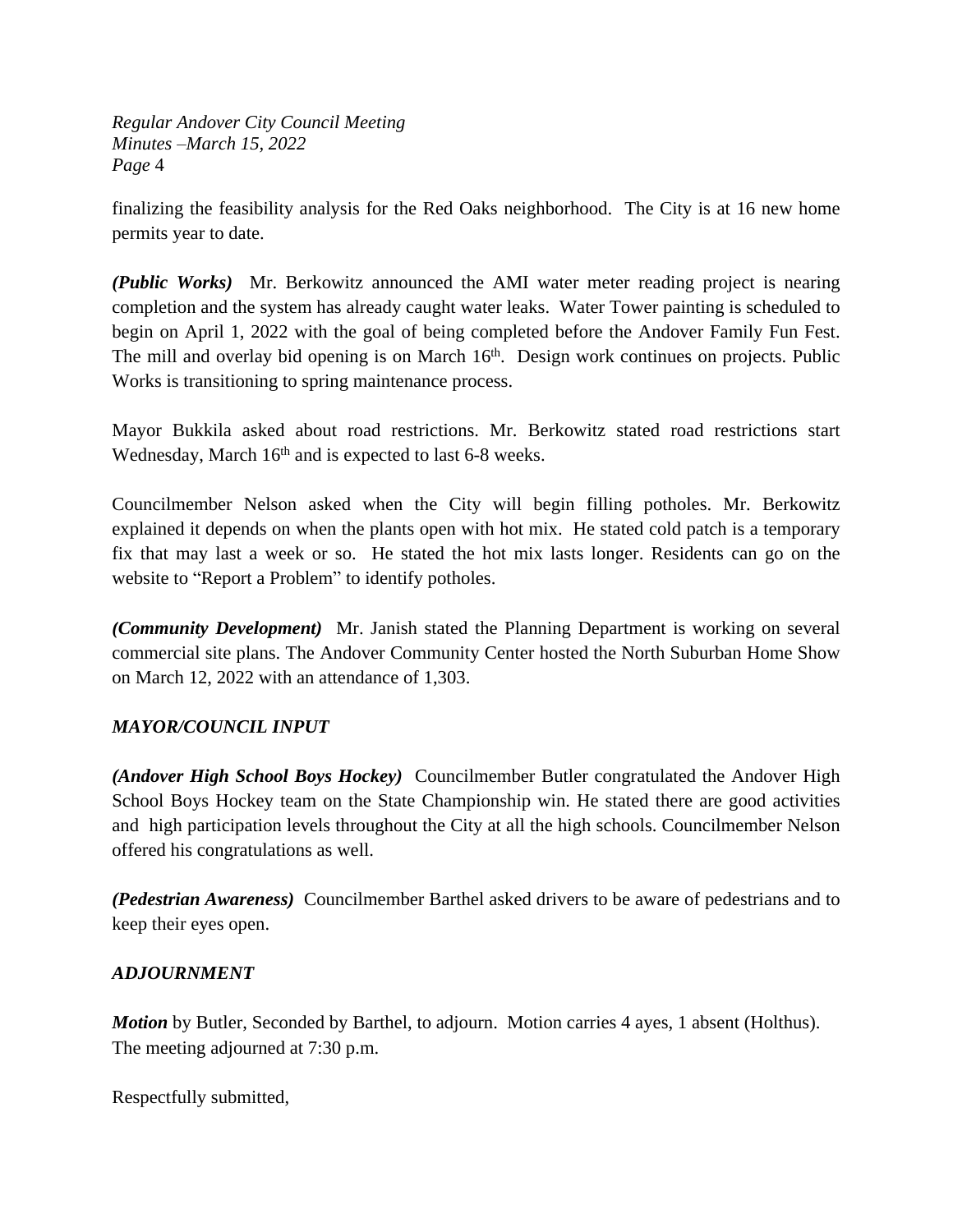finalizing the feasibility analysis for the Red Oaks neighborhood. The City is at 16 new home permits year to date.

***(Public Works)*** Mr. Berkowitz announced the AMI water meter reading project is nearing completion and the system has already caught water leaks. Water Tower painting is scheduled to begin on April 1, 2022 with the goal of being completed before the Andover Family Fun Fest. The mill and overlay bid opening is on March 16th. Design work continues on projects. Public Works is transitioning to spring maintenance process.

Mayor Bukkila asked about road restrictions. Mr. Berkowitz stated road restrictions start Wednesday, March 16th and is expected to last 6-8 weeks.

Councilmember Nelson asked when the City will begin filling potholes. Mr. Berkowitz explained it depends on when the plants open with hot mix. He stated cold patch is a temporary fix that may last a week or so. He stated the hot mix lasts longer. Residents can go on the website to "Report a Problem" to identify potholes.

***(Community Development)*** Mr. Janish stated the Planning Department is working on several commercial site plans. The Andover Community Center hosted the North Suburban Home Show on March 12, 2022 with an attendance of 1,303.

## *MAYOR/COUNCIL INPUT*

***(Andover High School Boys Hockey)*** Councilmember Butler congratulated the Andover High School Boys Hockey team on the State Championship win. He stated there are good activities and high participation levels throughout the City at all the high schools. Councilmember Nelson offered his congratulations as well.

***(Pedestrian Awareness)*** Councilmember Barthel asked drivers to be aware of pedestrians and to keep their eyes open.

## *ADJOURNMENT*

***Motion*** by Butler, Seconded by Barthel, to adjourn. Motion carries 4 ayes, 1 absent (Holthus). The meeting adjourned at 7:30 p.m.

Respectfully submitted,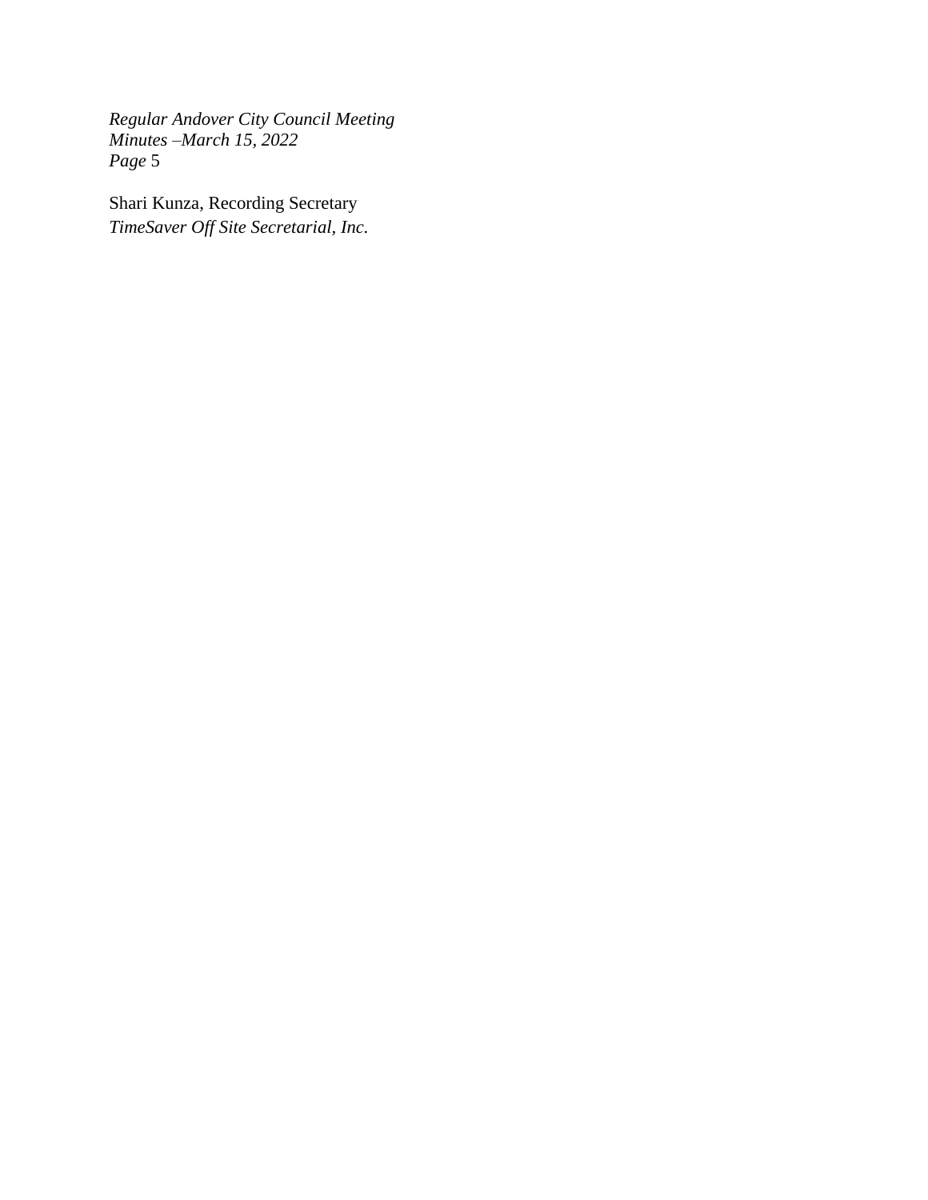Shari Kunza, Recording Secretary
*TimeSaver Off Site Secretarial, Inc.*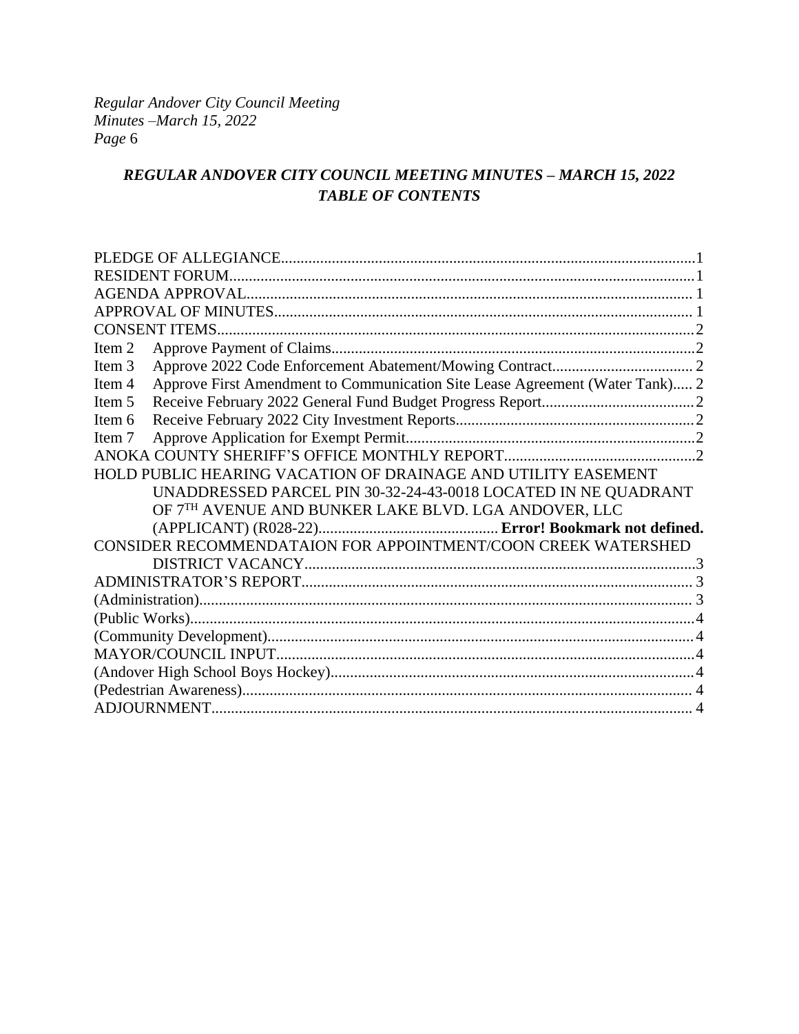## *REGULAR ANDOVER CITY COUNCIL MEETING MINUTES – MARCH 15, 2022*
## *TABLE OF CONTENTS*

PLEDGE OF ALLEGIANCE.........................................................................................................1
RESIDENT FORUM.......................................................................................................................1
AGENDA APPROVAL................................................................................................................. 1
APPROVAL OF MINUTES.......................................................................................................... 1
CONSENT ITEMS.........................................................................................................................2
Item 2 Approve Payment of Claims............................................................................................2
Item 3 Approve 2022 Code Enforcement Abatement/Mowing Contract.................................... 2
Item 4 Approve First Amendment to Communication Site Lease Agreement (Water Tank)..... 2
Item 5 Receive February 2022 General Fund Budget Progress Report.......................................2
Item 6 Receive February 2022 City Investment Reports.............................................................2
Item 7 Approve Application for Exempt Permit..........................................................................2
ANOKA COUNTY SHERIFF'S OFFICE MONTHLY REPORT.................................................2
HOLD PUBLIC HEARING VACATION OF DRAINAGE AND UTILITY EASEMENT UNADDRESSED PARCEL PIN 30-32-24-43-0018 LOCATED IN NE QUADRANT OF 7TH AVENUE AND BUNKER LAKE BLVD. LGA ANDOVER, LLC (APPLICANT) (R028-22)............................................. **Error! Bookmark not defined.**
CONSIDER RECOMMENDATAION FOR APPOINTMENT/COON CREEK WATERSHED DISTRICT VACANCY....................................................................................................3
ADMINISTRATOR'S REPORT.................................................................................................... 3
(Administration)............................................................................................................................. 3
(Public Works)................................................................................................................................4
(Community Development)............................................................................................................4
MAYOR/COUNCIL INPUT...........................................................................................................4
(Andover High School Boys Hockey).............................................................................................4
(Pedestrian Awareness)................................................................................................................... 4
ADJOURNMENT........................................................................................................................... 4